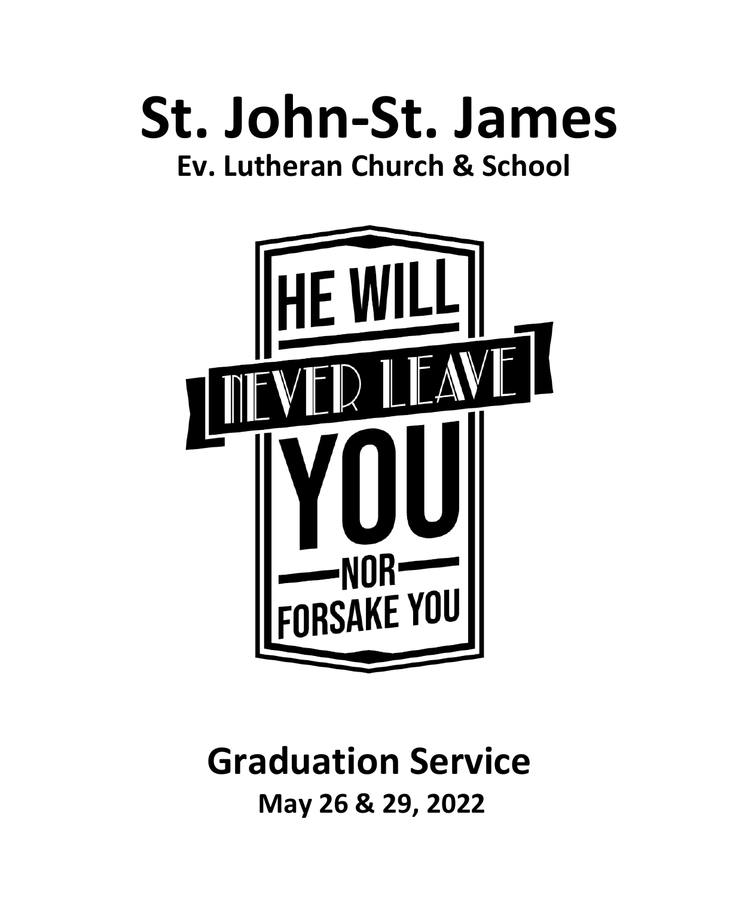# St. John-St. James

## Ev. Lutheran Church & School

HE WILL NEVER LEAVE YOU NOR FORSAKE YOU

## Graduation Service

**May 26 & 29, 2022**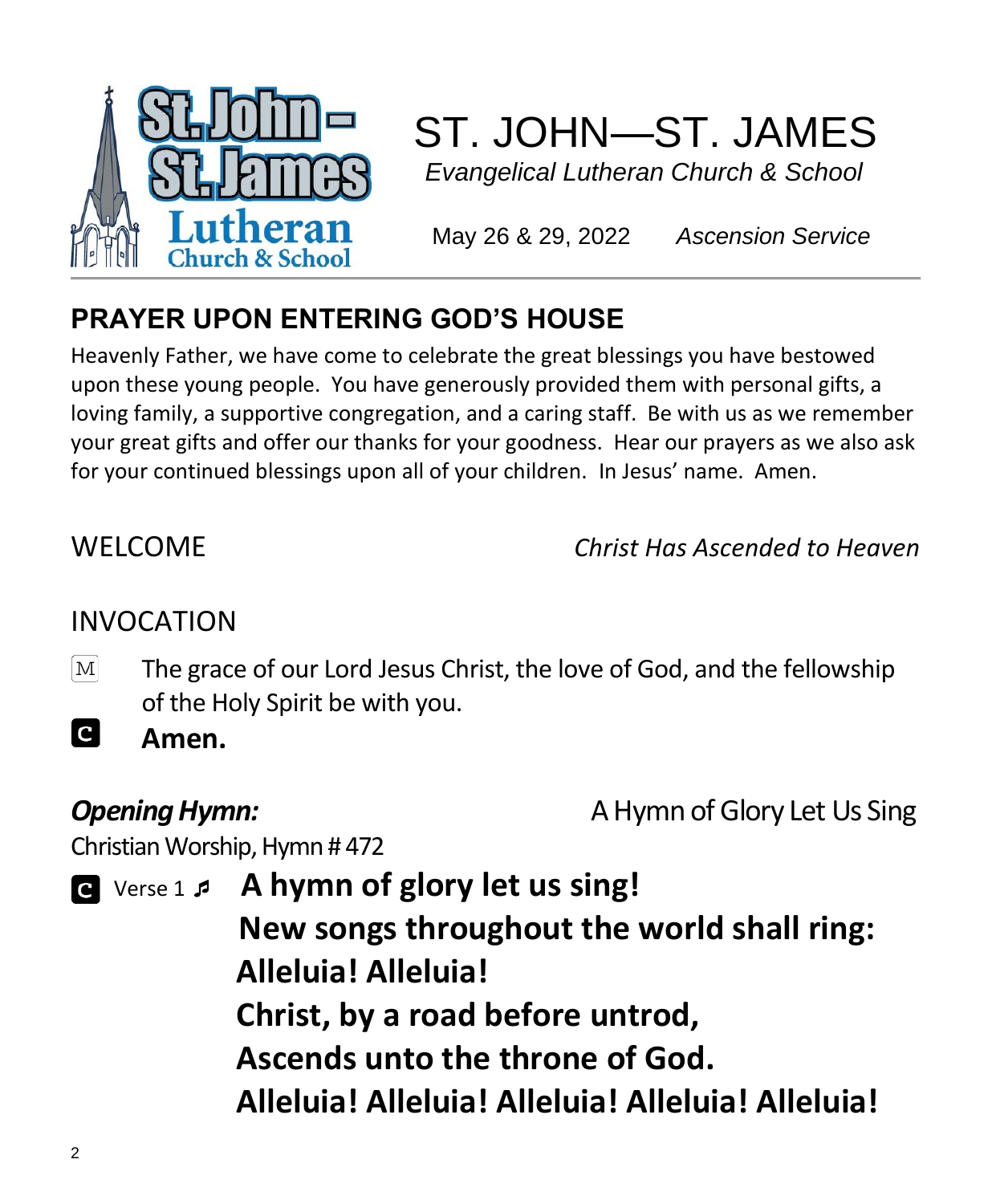# ST. JOHN—ST. JAMES

*Evangelical Lutheran Church & School*

May 26 & 29, 2022 *Ascension Service*

## PRAYER UPON ENTERING GOD'S HOUSE

Heavenly Father, we have come to celebrate the great blessings you have bestowed upon these young people. You have generously provided them with personal gifts, a loving family, a supportive congregation, and a caring staff. Be with us as we remember your great gifts and offer our thanks for your goodness. Hear our prayers as we also ask for your continued blessings upon all of your children. In Jesus' name. Amen.

## WELCOME

*Christ Has Ascended to Heaven*

## INVOCATION

M The grace of our Lord Jesus Christ, the love of God, and the fellowship of the Holy Spirit be with you.

C **Amen.**

***Opening Hymn:*** A Hymn of Glory Let Us Sing

Christian Worship, Hymn # 472

C Verse 1 ♬ **A hymn of glory let us sing!**
**New songs throughout the world shall ring:**
**Alleluia! Alleluia!**
**Christ, by a road before untrod,**
**Ascends unto the throne of God.**
**Alleluia! Alleluia! Alleluia! Alleluia! Alleluia!**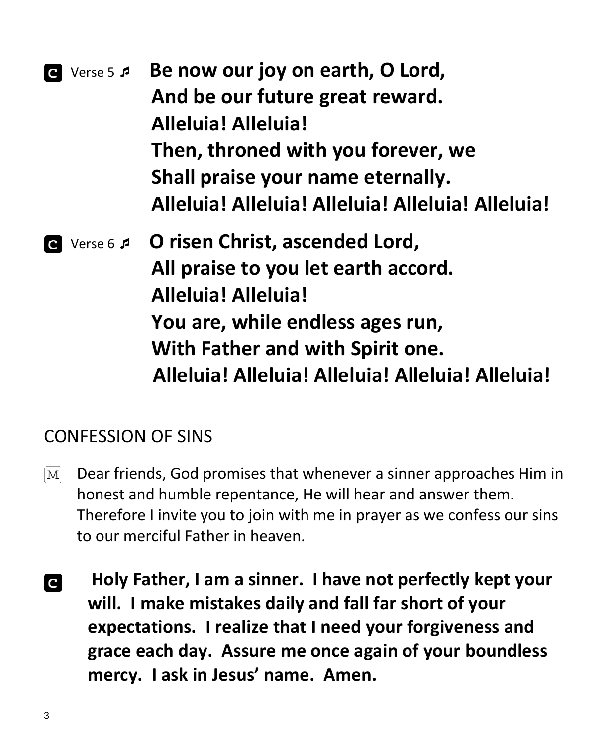**C** Verse 5 ♫ **Be now our joy on earth, O Lord,**
**And be our future great reward.**
**Alleluia! Alleluia!**
**Then, throned with you forever, we**
**Shall praise your name eternally.**
**Alleluia! Alleluia! Alleluia! Alleluia! Alleluia!**

**C** Verse 6 ♫ **O risen Christ, ascended Lord,**
**All praise to you let earth accord.**
**Alleluia! Alleluia!**
**You are, while endless ages run,**
**With Father and with Spirit one.**
**Alleluia! Alleluia! Alleluia! Alleluia! Alleluia!**

## CONFESSION OF SINS

M Dear friends, God promises that whenever a sinner approaches Him in honest and humble repentance, He will hear and answer them. Therefore I invite you to join with me in prayer as we confess our sins to our merciful Father in heaven.

**C** **Holy Father, I am a sinner. I have not perfectly kept your will. I make mistakes daily and fall far short of your expectations. I realize that I need your forgiveness and grace each day. Assure me once again of your boundless mercy. I ask in Jesus' name. Amen.**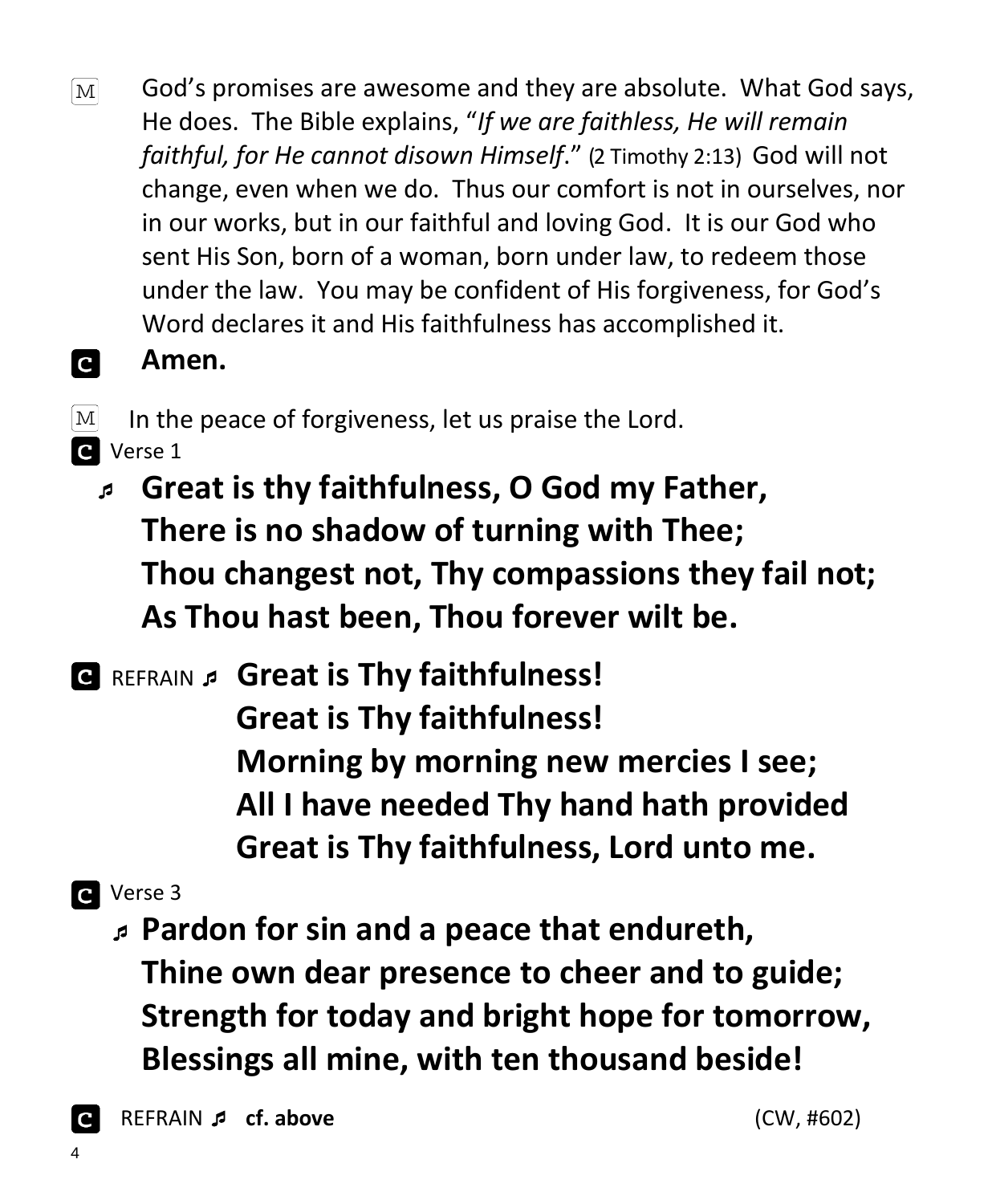M God's promises are awesome and they are absolute. What God says, He does. The Bible explains, "*If we are faithless, He will remain faithful, for He cannot disown Himself*." (2 Timothy 2:13) God will not change, even when we do. Thus our comfort is not in ourselves, nor in our works, but in our faithful and loving God. It is our God who sent His Son, born of a woman, born under law, to redeem those under the law. You may be confident of His forgiveness, for God's Word declares it and His faithfulness has accomplished it.

C **Amen.**

M In the peace of forgiveness, let us praise the Lord.

C Verse 1

♬ **Great is thy faithfulness, O God my Father,**
**There is no shadow of turning with Thee;**
**Thou changest not, Thy compassions they fail not;**
**As Thou hast been, Thou forever wilt be.**

C REFRAIN ♬ **Great is Thy faithfulness!**
**Great is Thy faithfulness!**
**Morning by morning new mercies I see;**
**All I have needed Thy hand hath provided**
**Great is Thy faithfulness, Lord unto me.**

C Verse 3

♬ **Pardon for sin and a peace that endureth,**
**Thine own dear presence to cheer and to guide;**
**Strength for today and bright hope for tomorrow,**
**Blessings all mine, with ten thousand beside!**

C REFRAIN ♬ **cf. above** (CW, #602)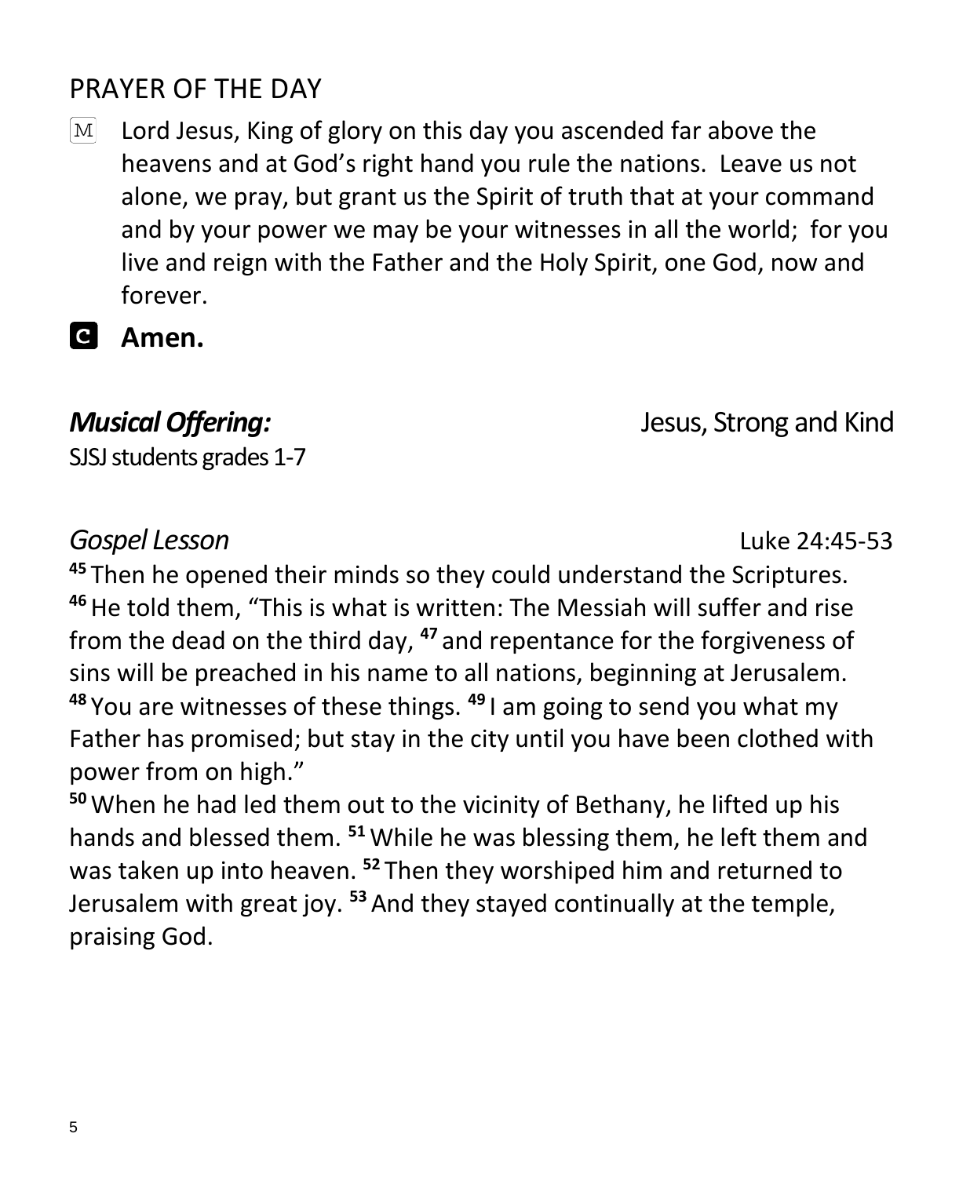## PRAYER OF THE DAY

M Lord Jesus, King of glory on this day you ascended far above the heavens and at God's right hand you rule the nations. Leave us not alone, we pray, but grant us the Spirit of truth that at your command and by your power we may be your witnesses in all the world; for you live and reign with the Father and the Holy Spirit, one God, now and forever.

**C Amen.**

***Musical Offering:*** Jesus, Strong and Kind
SJSJ students grades 1-7

*Gospel Lesson* Luke 24:45-53

**45** Then he opened their minds so they could understand the Scriptures. **46** He told them, "This is what is written: The Messiah will suffer and rise from the dead on the third day, **47** and repentance for the forgiveness of sins will be preached in his name to all nations, beginning at Jerusalem. **48** You are witnesses of these things. **49** I am going to send you what my Father has promised; but stay in the city until you have been clothed with power from on high."

**50** When he had led them out to the vicinity of Bethany, he lifted up his hands and blessed them. **51** While he was blessing them, he left them and was taken up into heaven. **52** Then they worshiped him and returned to Jerusalem with great joy. **53** And they stayed continually at the temple, praising God.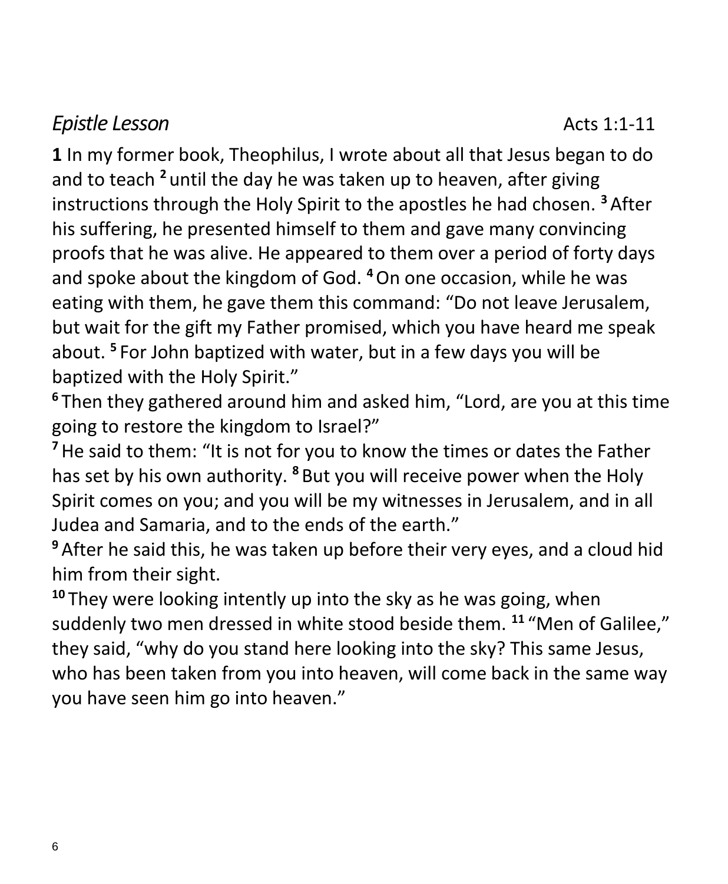*Epistle Lesson* Acts 1:1-11

**1** In my former book, Theophilus, I wrote about all that Jesus began to do and to teach [2] until the day he was taken up to heaven, after giving instructions through the Holy Spirit to the apostles he had chosen. [3] After his suffering, he presented himself to them and gave many convincing proofs that he was alive. He appeared to them over a period of forty days and spoke about the kingdom of God. [4] On one occasion, while he was eating with them, he gave them this command: "Do not leave Jerusalem, but wait for the gift my Father promised, which you have heard me speak about. [5] For John baptized with water, but in a few days you will be baptized with the Holy Spirit."

[6] Then they gathered around him and asked him, "Lord, are you at this time going to restore the kingdom to Israel?"

[7] He said to them: "It is not for you to know the times or dates the Father has set by his own authority. [8] But you will receive power when the Holy Spirit comes on you; and you will be my witnesses in Jerusalem, and in all Judea and Samaria, and to the ends of the earth."

[9] After he said this, he was taken up before their very eyes, and a cloud hid him from their sight.

[10] They were looking intently up into the sky as he was going, when suddenly two men dressed in white stood beside them. [11] "Men of Galilee," they said, "why do you stand here looking into the sky? This same Jesus, who has been taken from you into heaven, will come back in the same way you have seen him go into heaven."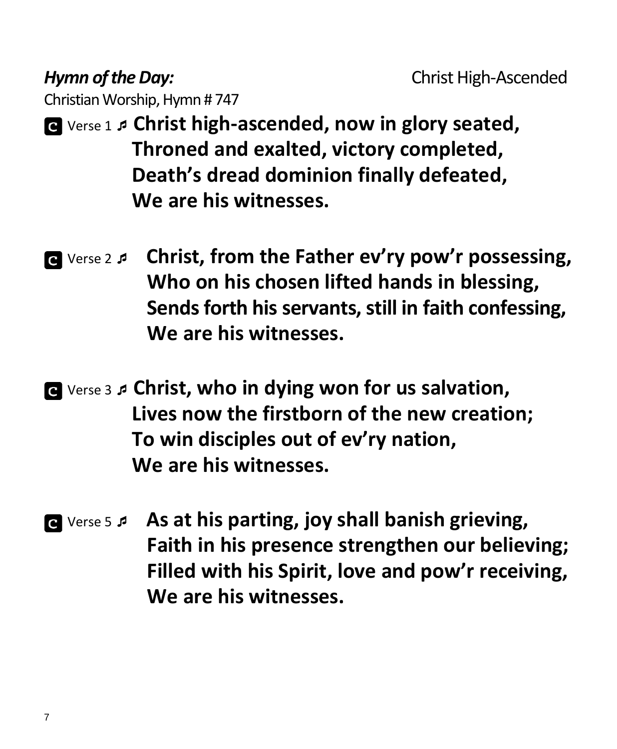***Hymn of the Day:*** Christ High-Ascended

Christian Worship, Hymn # 747

**C** Verse 1 ♬ **Christ high-ascended, now in glory seated,**
**Throned and exalted, victory completed,**
**Death's dread dominion finally defeated,**
**We are his witnesses.**

**C** Verse 2 ♬ **Christ, from the Father ev'ry pow'r possessing,**
**Who on his chosen lifted hands in blessing,**
**Sends forth his servants, still in faith confessing,**
**We are his witnesses.**

**C** Verse 3 ♬ **Christ, who in dying won for us salvation,**
**Lives now the firstborn of the new creation;**
**To win disciples out of ev'ry nation,**
**We are his witnesses.**

**C** Verse 5 ♬ **As at his parting, joy shall banish grieving,**
**Faith in his presence strengthen our believing;**
**Filled with his Spirit, love and pow'r receiving,**
**We are his witnesses.**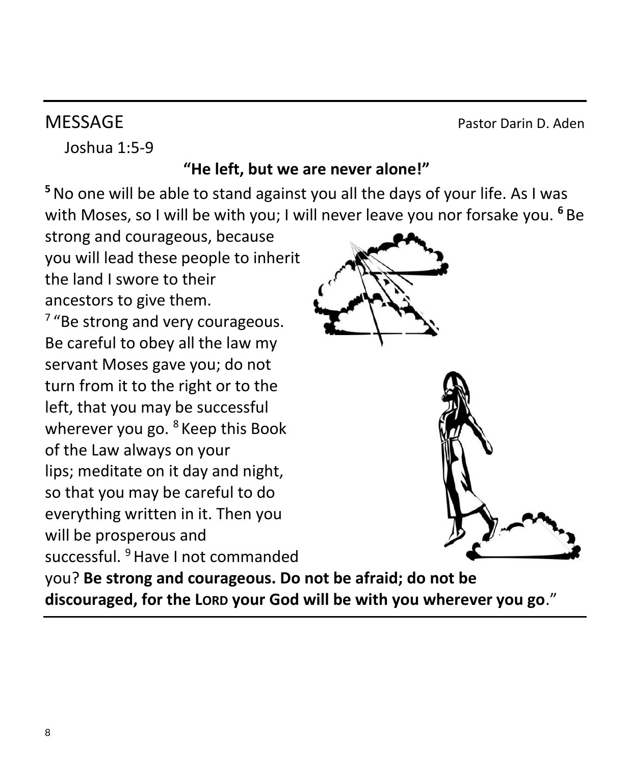## MESSAGE

Pastor Darin D. Aden

Joshua 1:5-9

**"He left, but we are never alone!"**

**5** No one will be able to stand against you all the days of your life. As I was with Moses, so I will be with you; I will never leave you nor forsake you. **6** Be strong and courageous, because you will lead these people to inherit the land I swore to their ancestors to give them.

7 "Be strong and very courageous. Be careful to obey all the law my servant Moses gave you; do not turn from it to the right or to the left, that you may be successful wherever you go. 8 Keep this Book of the Law always on your lips; meditate on it day and night, so that you may be careful to do everything written in it. Then you will be prosperous and successful. 9 Have I not commanded you? **Be strong and courageous. Do not be afraid; do not be discouraged, for the LORD your God will be with you wherever you go**."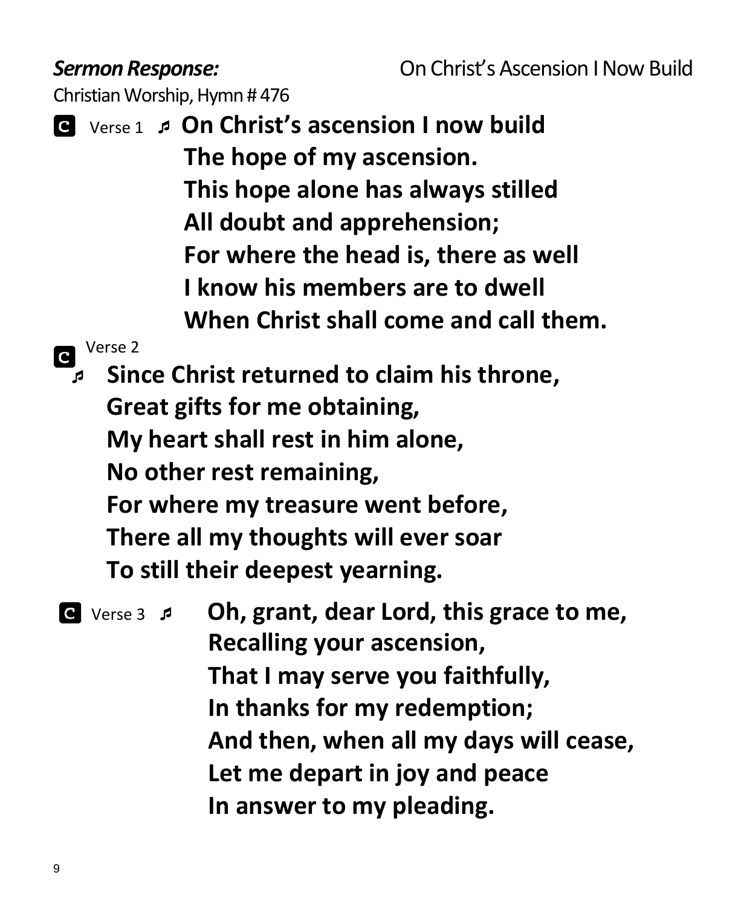***Sermon Response:*** On Christ's Ascension I Now Build

Christian Worship, Hymn # 476

**C** Verse 1 ♬ **On Christ's ascension I now build**
**The hope of my ascension.**
**This hope alone has always stilled**
**All doubt and apprehension;**
**For where the head is, there as well**
**I know his members are to dwell**
**When Christ shall come and call them.**

**C** Verse 2
♬ **Since Christ returned to claim his throne,**
**Great gifts for me obtaining,**
**My heart shall rest in him alone,**
**No other rest remaining,**
**For where my treasure went before,**
**There all my thoughts will ever soar**
**To still their deepest yearning.**

**C** Verse 3 ♬ **Oh, grant, dear Lord, this grace to me,**
**Recalling your ascension,**
**That I may serve you faithfully,**
**In thanks for my redemption;**
**And then, when all my days will cease,**
**Let me depart in joy and peace**
**In answer to my pleading.**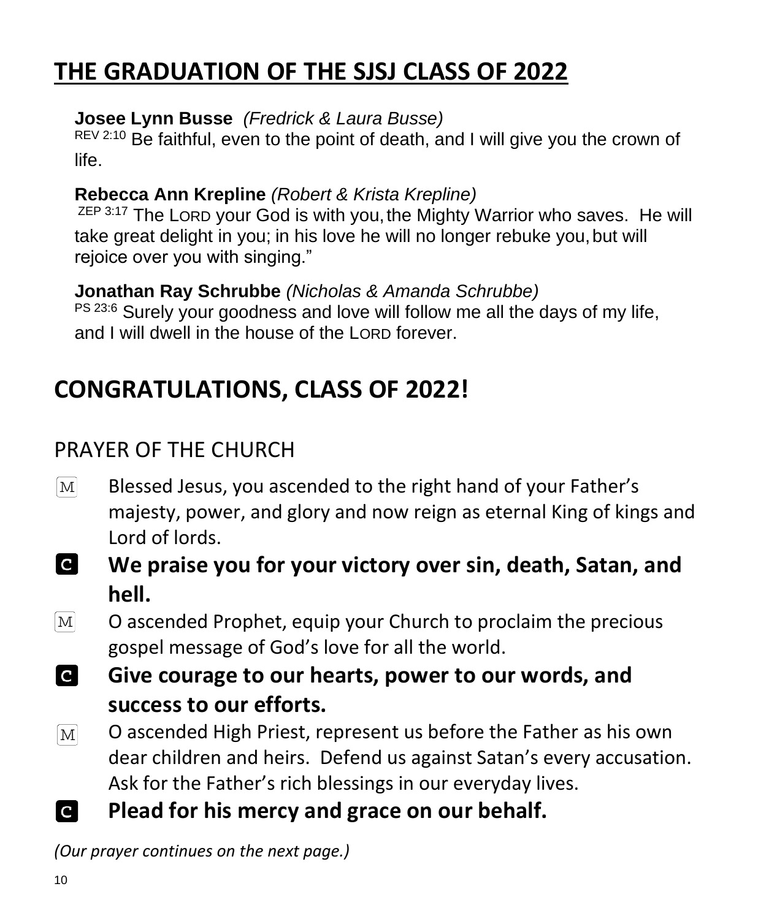# THE GRADUATION OF THE SJSJ CLASS OF 2022

**Josee Lynn Busse** *(Fredrick & Laura Busse)*
REV 2:10 Be faithful, even to the point of death, and I will give you the crown of life.

**Rebecca Ann Krepline** *(Robert & Krista Krepline)*
ZEP 3:17 The LORD your God is with you, the Mighty Warrior who saves. He will take great delight in you; in his love he will no longer rebuke you, but will rejoice over you with singing."

**Jonathan Ray Schrubbe** *(Nicholas & Amanda Schrubbe)*
PS 23:6 Surely your goodness and love will follow me all the days of my life, and I will dwell in the house of the LORD forever.

# CONGRATULATIONS, CLASS OF 2022!

## PRAYER OF THE CHURCH

M Blessed Jesus, you ascended to the right hand of your Father's majesty, power, and glory and now reign as eternal King of kings and Lord of lords.

C **We praise you for your victory over sin, death, Satan, and hell.**

M O ascended Prophet, equip your Church to proclaim the precious gospel message of God's love for all the world.

C **Give courage to our hearts, power to our words, and success to our efforts.**

M O ascended High Priest, represent us before the Father as his own dear children and heirs. Defend us against Satan's every accusation. Ask for the Father's rich blessings in our everyday lives.

C **Plead for his mercy and grace on our behalf.**

*(Our prayer continues on the next page.)*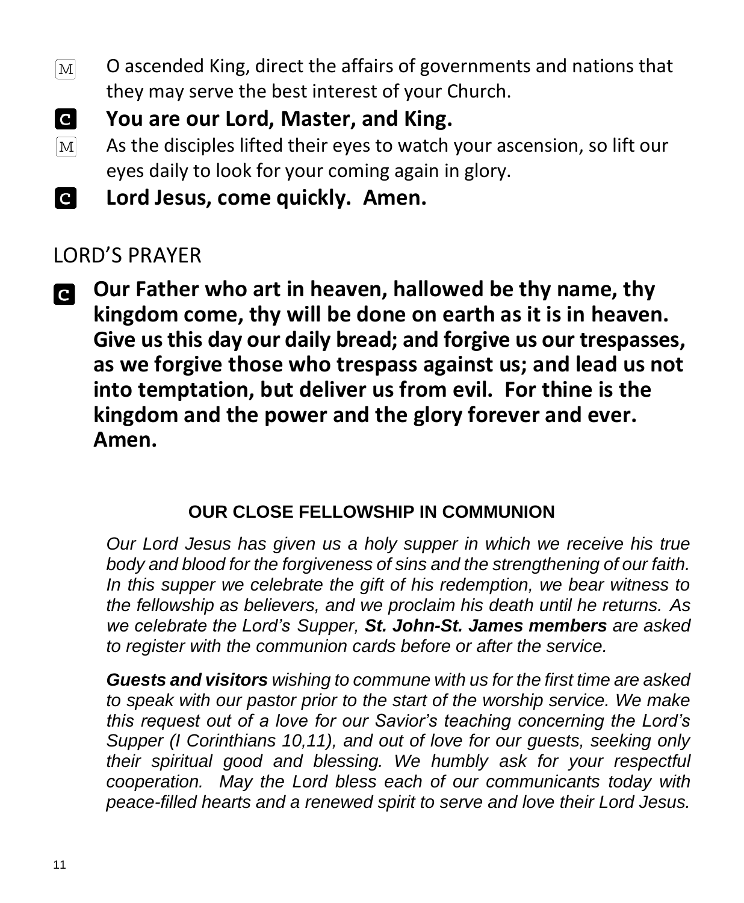M O ascended King, direct the affairs of governments and nations that they may serve the best interest of your Church.

C **You are our Lord, Master, and King.**

M As the disciples lifted their eyes to watch your ascension, so lift our eyes daily to look for your coming again in glory.

C **Lord Jesus, come quickly. Amen.**

## LORD'S PRAYER

C **Our Father who art in heaven, hallowed be thy name, thy kingdom come, thy will be done on earth as it is in heaven. Give us this day our daily bread; and forgive us our trespasses, as we forgive those who trespass against us; and lead us not into temptation, but deliver us from evil. For thine is the kingdom and the power and the glory forever and ever. Amen.**

### OUR CLOSE FELLOWSHIP IN COMMUNION

*Our Lord Jesus has given us a holy supper in which we receive his true body and blood for the forgiveness of sins and the strengthening of our faith. In this supper we celebrate the gift of his redemption, we bear witness to the fellowship as believers, and we proclaim his death until he returns. As we celebrate the Lord's Supper, **St. John-St. James members** are asked to register with the communion cards before or after the service.*

***Guests and visitors** wishing to commune with us for the first time are asked to speak with our pastor prior to the start of the worship service. We make this request out of a love for our Savior's teaching concerning the Lord's Supper (I Corinthians 10,11), and out of love for our guests, seeking only their spiritual good and blessing. We humbly ask for your respectful cooperation. May the Lord bless each of our communicants today with peace-filled hearts and a renewed spirit to serve and love their Lord Jesus.*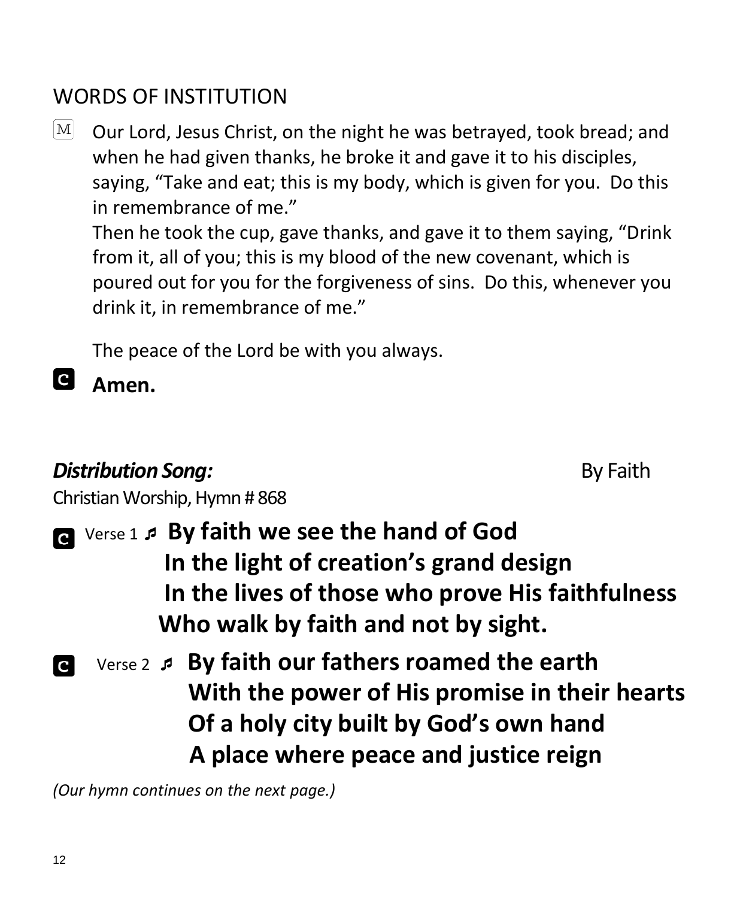## WORDS OF INSTITUTION

M Our Lord, Jesus Christ, on the night he was betrayed, took bread; and when he had given thanks, he broke it and gave it to his disciples, saying, "Take and eat; this is my body, which is given for you. Do this in remembrance of me."
Then he took the cup, gave thanks, and gave it to them saying, "Drink from it, all of you; this is my blood of the new covenant, which is poured out for you for the forgiveness of sins. Do this, whenever you drink it, in remembrance of me."

The peace of the Lord be with you always.

C **Amen.**

***Distribution Song:*** By Faith

Christian Worship, Hymn # 868

C Verse 1 ♬ **By faith we see the hand of God**
**In the light of creation's grand design**
**In the lives of those who prove His faithfulness**
**Who walk by faith and not by sight.**

C Verse 2 ♬ **By faith our fathers roamed the earth**
**With the power of His promise in their hearts**
**Of a holy city built by God's own hand**
**A place where peace and justice reign**

*(Our hymn continues on the next page.)*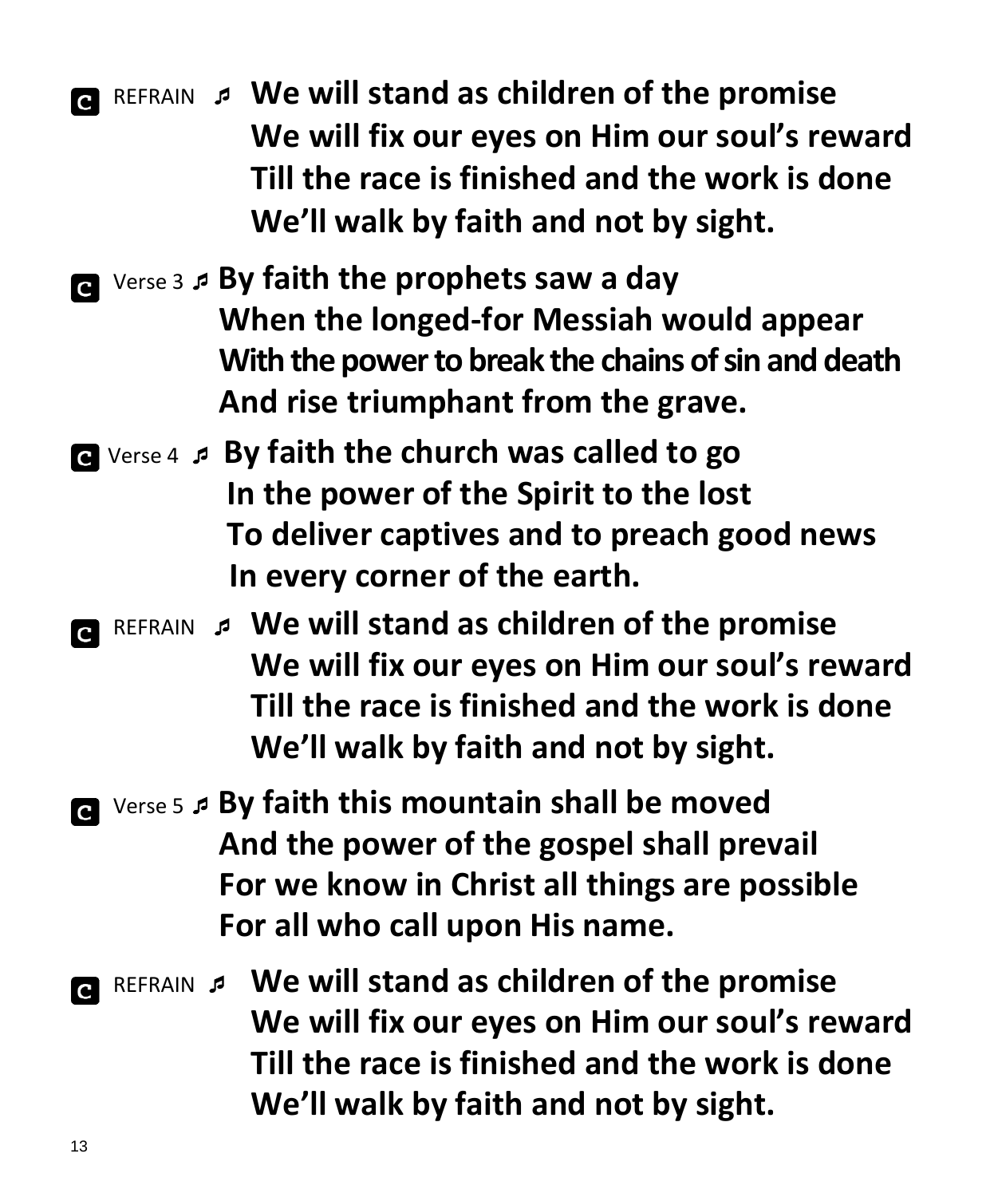**C** REFRAIN ♬ **We will stand as children of the promise**
**We will fix our eyes on Him our soul's reward**
**Till the race is finished and the work is done**
**We'll walk by faith and not by sight.**

**C** Verse 3 ♬ **By faith the prophets saw a day**
**When the longed-for Messiah would appear**
**With the power to break the chains of sin and death**
**And rise triumphant from the grave.**

**C** Verse 4 ♬ **By faith the church was called to go**
**In the power of the Spirit to the lost**
**To deliver captives and to preach good news**
**In every corner of the earth.**

**C** REFRAIN ♬ **We will stand as children of the promise**
**We will fix our eyes on Him our soul's reward**
**Till the race is finished and the work is done**
**We'll walk by faith and not by sight.**

**C** Verse 5 ♬ **By faith this mountain shall be moved**
**And the power of the gospel shall prevail**
**For we know in Christ all things are possible**
**For all who call upon His name.**

**C** REFRAIN ♬ **We will stand as children of the promise**
**We will fix our eyes on Him our soul's reward**
**Till the race is finished and the work is done**
**We'll walk by faith and not by sight.**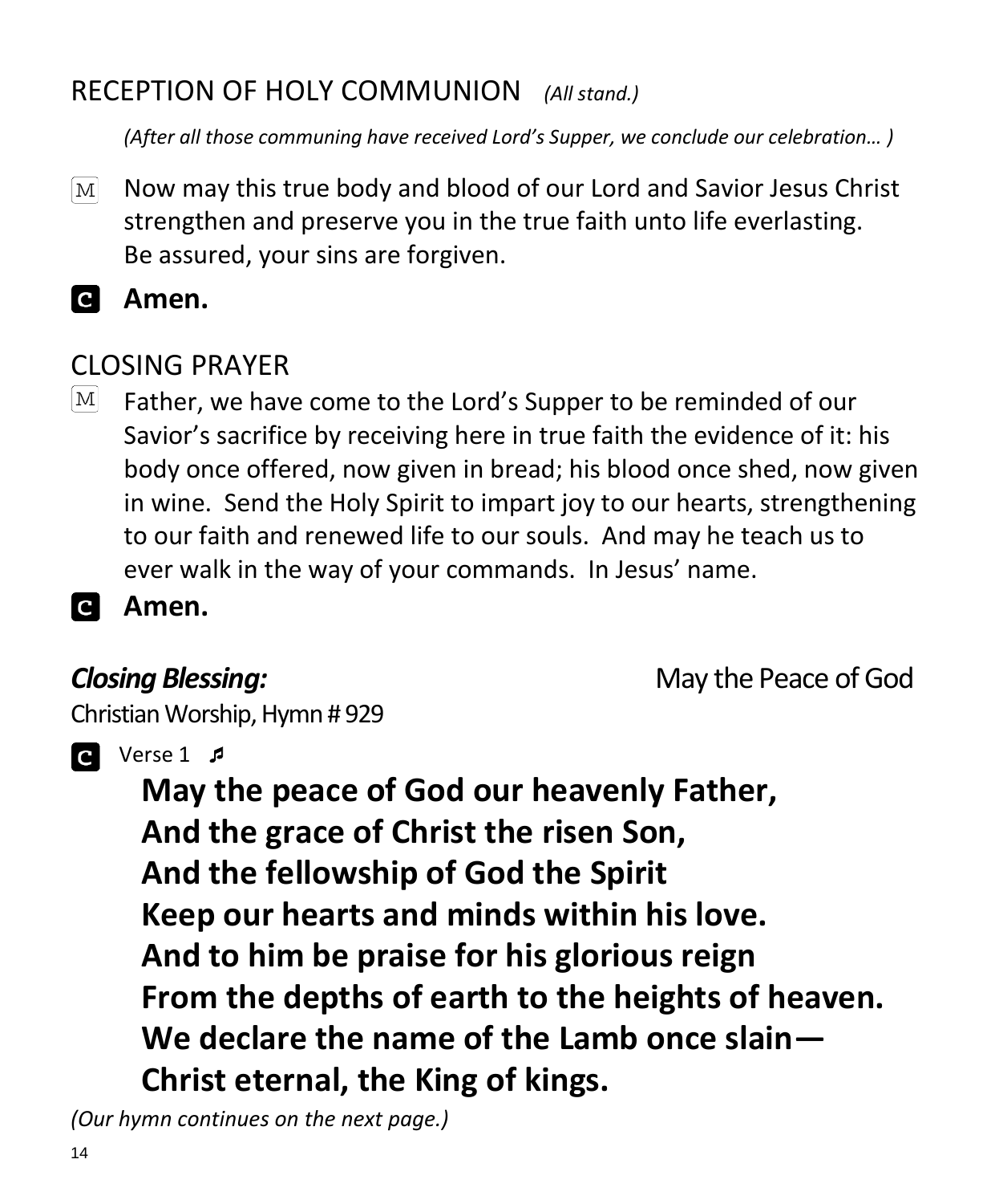## RECEPTION OF HOLY COMMUNION *(All stand.)*

*(After all those communing have received Lord's Supper, we conclude our celebration… )*

M Now may this true body and blood of our Lord and Savior Jesus Christ strengthen and preserve you in the true faith unto life everlasting. Be assured, your sins are forgiven.

**C Amen.**

## CLOSING PRAYER

M Father, we have come to the Lord's Supper to be reminded of our Savior's sacrifice by receiving here in true faith the evidence of it: his body once offered, now given in bread; his blood once shed, now given in wine. Send the Holy Spirit to impart joy to our hearts, strengthening to our faith and renewed life to our souls. And may he teach us to ever walk in the way of your commands. In Jesus' name.

**C Amen.**

***Closing Blessing:*** May the Peace of God

Christian Worship, Hymn # 929

**C** Verse 1 ♬

**May the peace of God our heavenly Father,**
**And the grace of Christ the risen Son,**
**And the fellowship of God the Spirit**
**Keep our hearts and minds within his love.**
**And to him be praise for his glorious reign**
**From the depths of earth to the heights of heaven.**
**We declare the name of the Lamb once slain—**
**Christ eternal, the King of kings.**

*(Our hymn continues on the next page.)*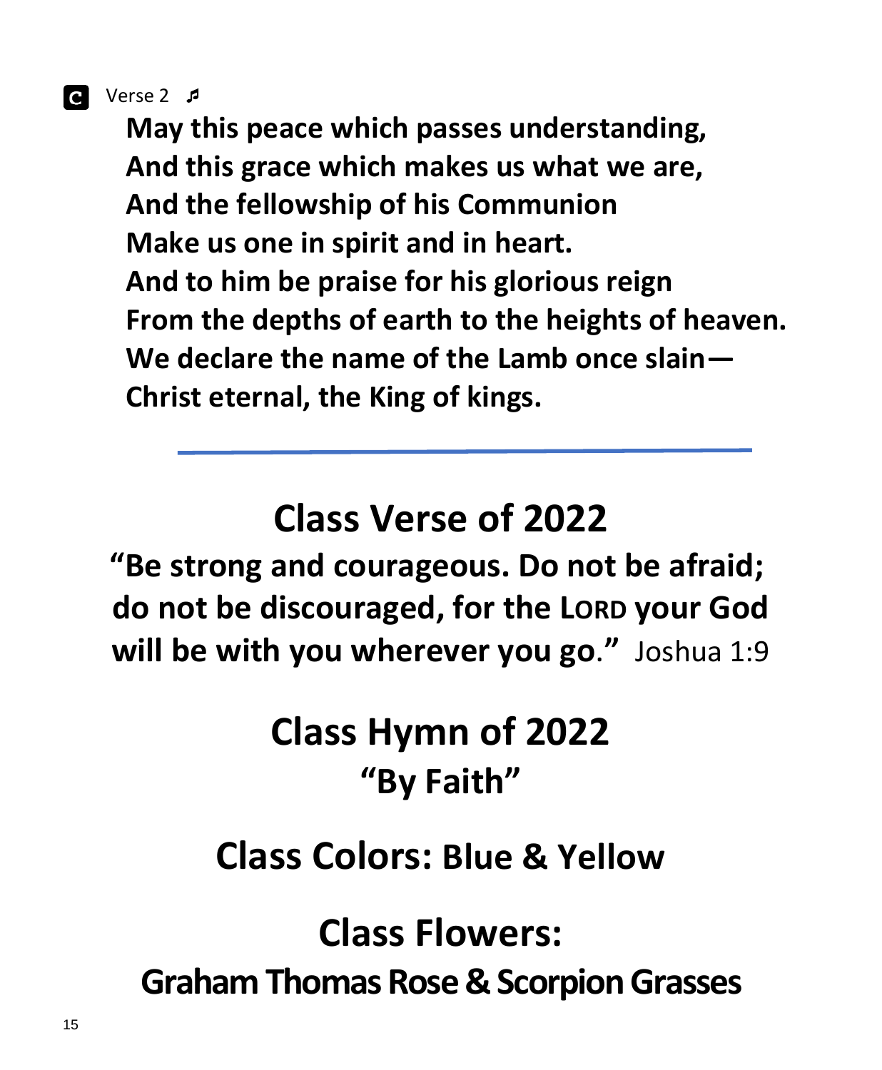**C** Verse 2 ♬

**May this peace which passes understanding,**
**And this grace which makes us what we are,**
**And the fellowship of his Communion**
**Make us one in spirit and in heart.**
**And to him be praise for his glorious reign**
**From the depths of earth to the heights of heaven.**
**We declare the name of the Lamb once slain—**
**Christ eternal, the King of kings.**

---

# Class Verse of 2022

**"Be strong and courageous. Do not be afraid; do not be discouraged, for the LORD your God will be with you wherever you go."** Joshua 1:9

# Class Hymn of 2022

## "By Faith"

# Class Colors: Blue & Yellow

# Class Flowers:

## Graham Thomas Rose & Scorpion Grasses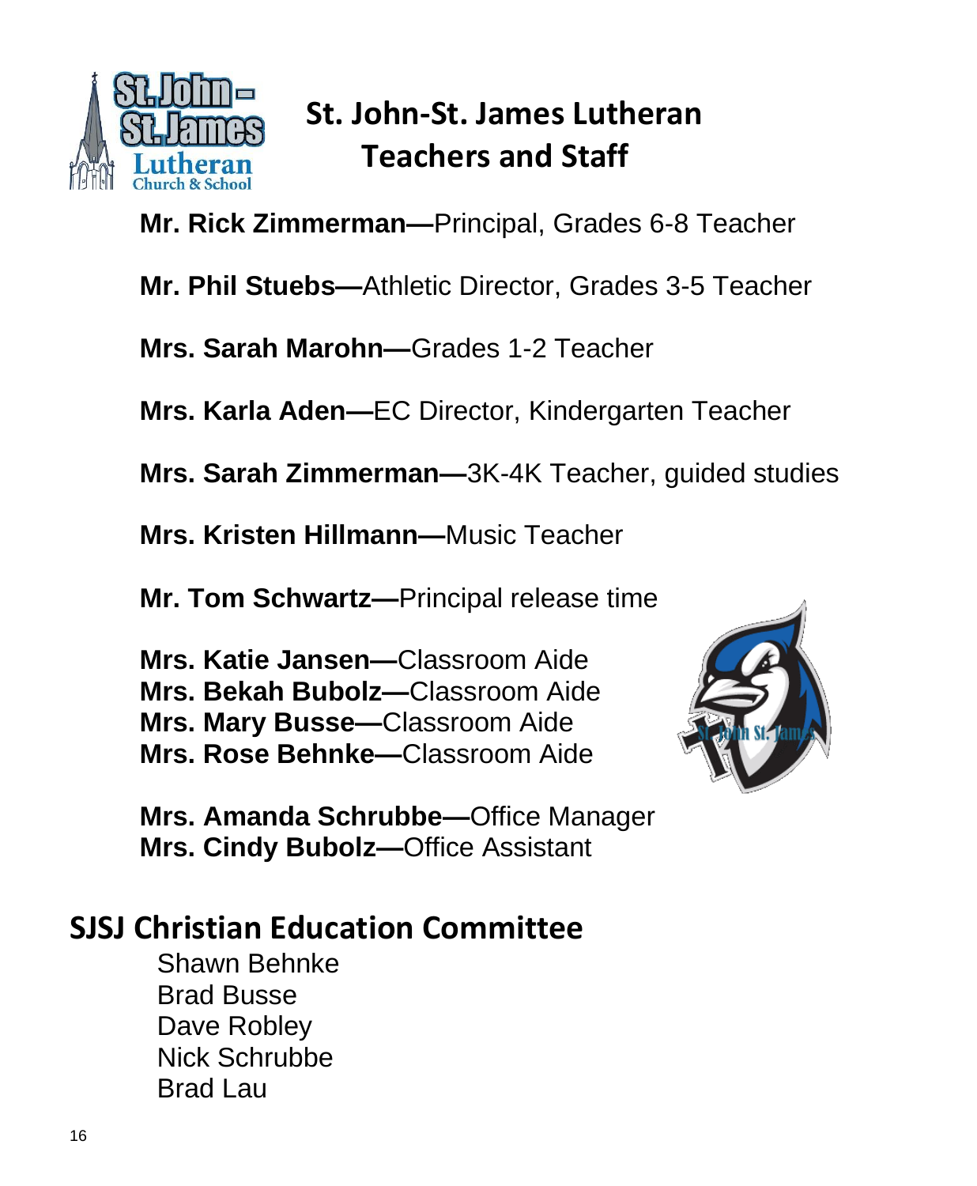# St. John-St. James Lutheran Teachers and Staff

**Mr. Rick Zimmerman—**Principal, Grades 6-8 Teacher

**Mr. Phil Stuebs—**Athletic Director, Grades 3-5 Teacher

**Mrs. Sarah Marohn—**Grades 1-2 Teacher

**Mrs. Karla Aden—**EC Director, Kindergarten Teacher

**Mrs. Sarah Zimmerman—**3K-4K Teacher, guided studies

**Mrs. Kristen Hillmann—**Music Teacher

**Mr. Tom Schwartz—**Principal release time

**Mrs. Katie Jansen—**Classroom Aide
**Mrs. Bekah Bubolz—**Classroom Aide
**Mrs. Mary Busse—**Classroom Aide
**Mrs. Rose Behnke—**Classroom Aide

**Mrs. Amanda Schrubbe—**Office Manager
**Mrs. Cindy Bubolz—**Office Assistant

## SJSJ Christian Education Committee

Shawn Behnke
Brad Busse
Dave Robley
Nick Schrubbe
Brad Lau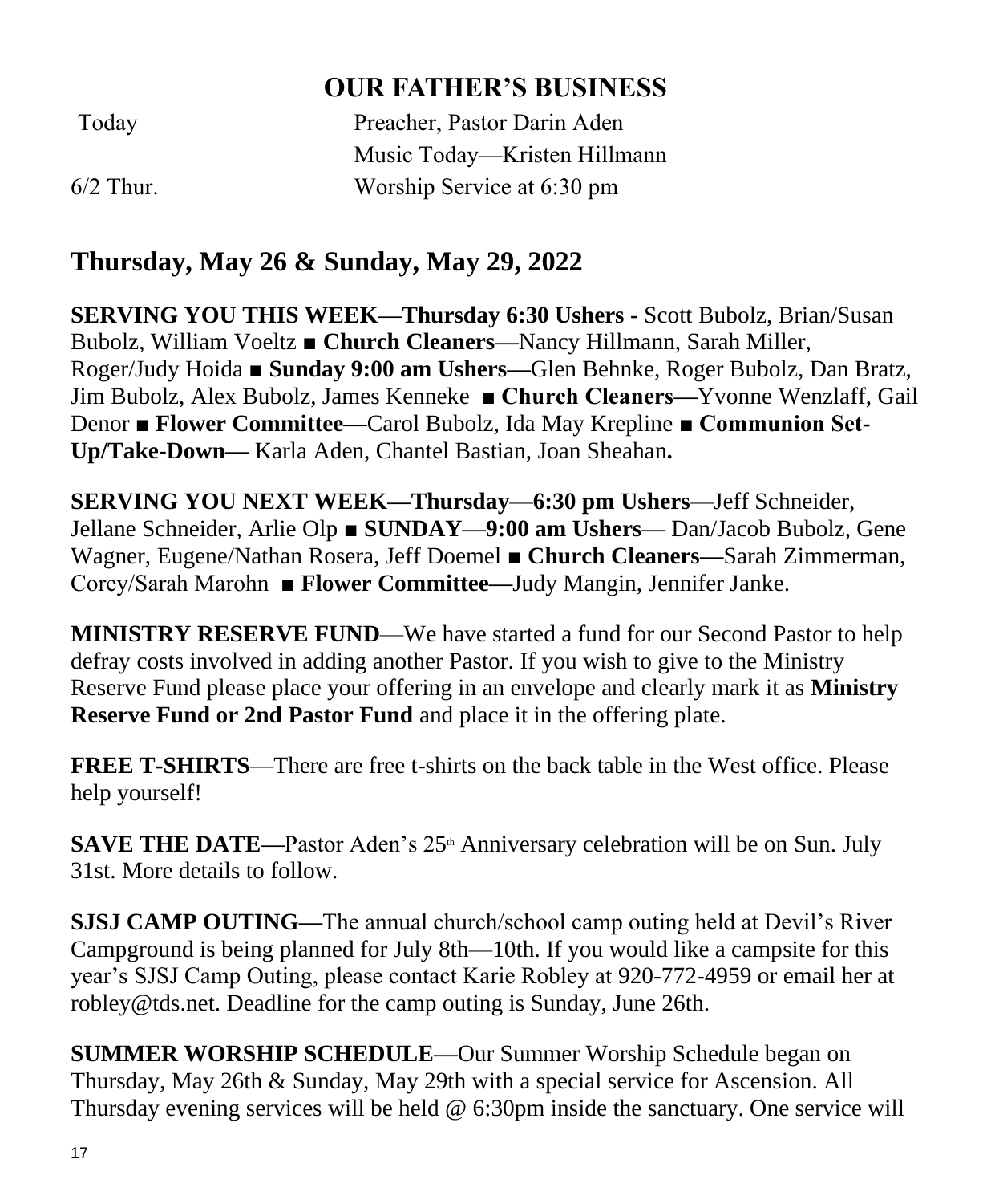## OUR FATHER'S BUSINESS

| | |
|---|---|
| Today | Preacher, Pastor Darin Aden |
| | Music Today—Kristen Hillmann |
| 6/2 Thur. | Worship Service at 6:30 pm |

## Thursday, May 26 & Sunday, May 29, 2022

**SERVING YOU THIS WEEK—Thursday 6:30 Ushers -** Scott Bubolz, Brian/Susan Bubolz, William Voeltz ■ **Church Cleaners—**Nancy Hillmann, Sarah Miller, Roger/Judy Hoida ■ **Sunday 9:00 am Ushers—**Glen Behnke, Roger Bubolz, Dan Bratz, Jim Bubolz, Alex Bubolz, James Kenneke ■ **Church Cleaners—**Yvonne Wenzlaff, Gail Denor ■ **Flower Committee—**Carol Bubolz, Ida May Krepline ■ **Communion Set-Up/Take-Down—** Karla Aden, Chantel Bastian, Joan Sheahan**.**

**SERVING YOU NEXT WEEK—Thursday**—**6:30 pm Ushers**—Jeff Schneider, Jellane Schneider, Arlie Olp ■ **SUNDAY—9:00 am Ushers—** Dan/Jacob Bubolz, Gene Wagner, Eugene/Nathan Rosera, Jeff Doemel ■ **Church Cleaners—**Sarah Zimmerman, Corey/Sarah Marohn ■ **Flower Committee—**Judy Mangin, Jennifer Janke.

**MINISTRY RESERVE FUND**—We have started a fund for our Second Pastor to help defray costs involved in adding another Pastor. If you wish to give to the Ministry Reserve Fund please place your offering in an envelope and clearly mark it as **Ministry Reserve Fund or 2nd Pastor Fund** and place it in the offering plate.

**FREE T-SHIRTS**—There are free t-shirts on the back table in the West office. Please help yourself!

**SAVE THE DATE—**Pastor Aden's 25th Anniversary celebration will be on Sun. July 31st. More details to follow.

**SJSJ CAMP OUTING—**The annual church/school camp outing held at Devil's River Campground is being planned for July 8th—10th. If you would like a campsite for this year's SJSJ Camp Outing, please contact Karie Robley at 920-772-4959 or email her at robley@tds.net. Deadline for the camp outing is Sunday, June 26th.

**SUMMER WORSHIP SCHEDULE—**Our Summer Worship Schedule began on Thursday, May 26th & Sunday, May 29th with a special service for Ascension. All Thursday evening services will be held @ 6:30pm inside the sanctuary. One service will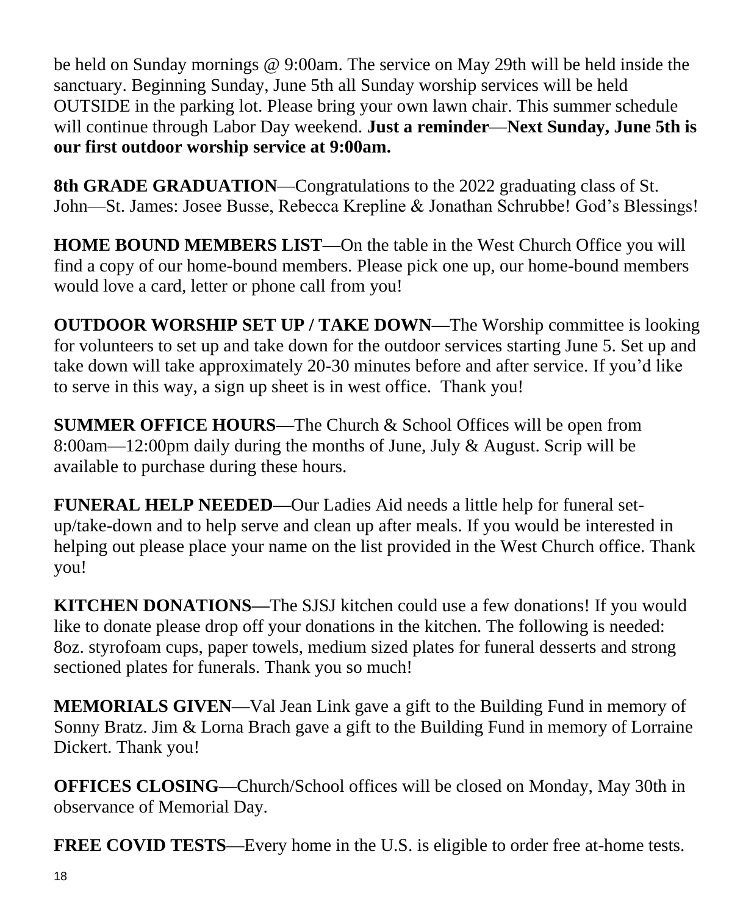be held on Sunday mornings @ 9:00am. The service on May 29th will be held inside the sanctuary. Beginning Sunday, June 5th all Sunday worship services will be held OUTSIDE in the parking lot. Please bring your own lawn chair. This summer schedule will continue through Labor Day weekend. **Just a reminder**—**Next Sunday, June 5th is our first outdoor worship service at 9:00am.**

**8th GRADE GRADUATION**—Congratulations to the 2022 graduating class of St. John—St. James: Josee Busse, Rebecca Krepline & Jonathan Schrubbe! God's Blessings!

**HOME BOUND MEMBERS LIST—**On the table in the West Church Office you will find a copy of our home-bound members. Please pick one up, our home-bound members would love a card, letter or phone call from you!

**OUTDOOR WORSHIP SET UP / TAKE DOWN—**The Worship committee is looking for volunteers to set up and take down for the outdoor services starting June 5. Set up and take down will take approximately 20-30 minutes before and after service. If you'd like to serve in this way, a sign up sheet is in west office. Thank you!

**SUMMER OFFICE HOURS—**The Church & School Offices will be open from 8:00am—12:00pm daily during the months of June, July & August. Scrip will be available to purchase during these hours.

**FUNERAL HELP NEEDED—**Our Ladies Aid needs a little help for funeral set-up/take-down and to help serve and clean up after meals. If you would be interested in helping out please place your name on the list provided in the West Church office. Thank you!

**KITCHEN DONATIONS—**The SJSJ kitchen could use a few donations! If you would like to donate please drop off your donations in the kitchen. The following is needed: 8oz. styrofoam cups, paper towels, medium sized plates for funeral desserts and strong sectioned plates for funerals. Thank you so much!

**MEMORIALS GIVEN—**Val Jean Link gave a gift to the Building Fund in memory of Sonny Bratz. Jim & Lorna Brach gave a gift to the Building Fund in memory of Lorraine Dickert. Thank you!

**OFFICES CLOSING—**Church/School offices will be closed on Monday, May 30th in observance of Memorial Day.

**FREE COVID TESTS—**Every home in the U.S. is eligible to order free at-home tests.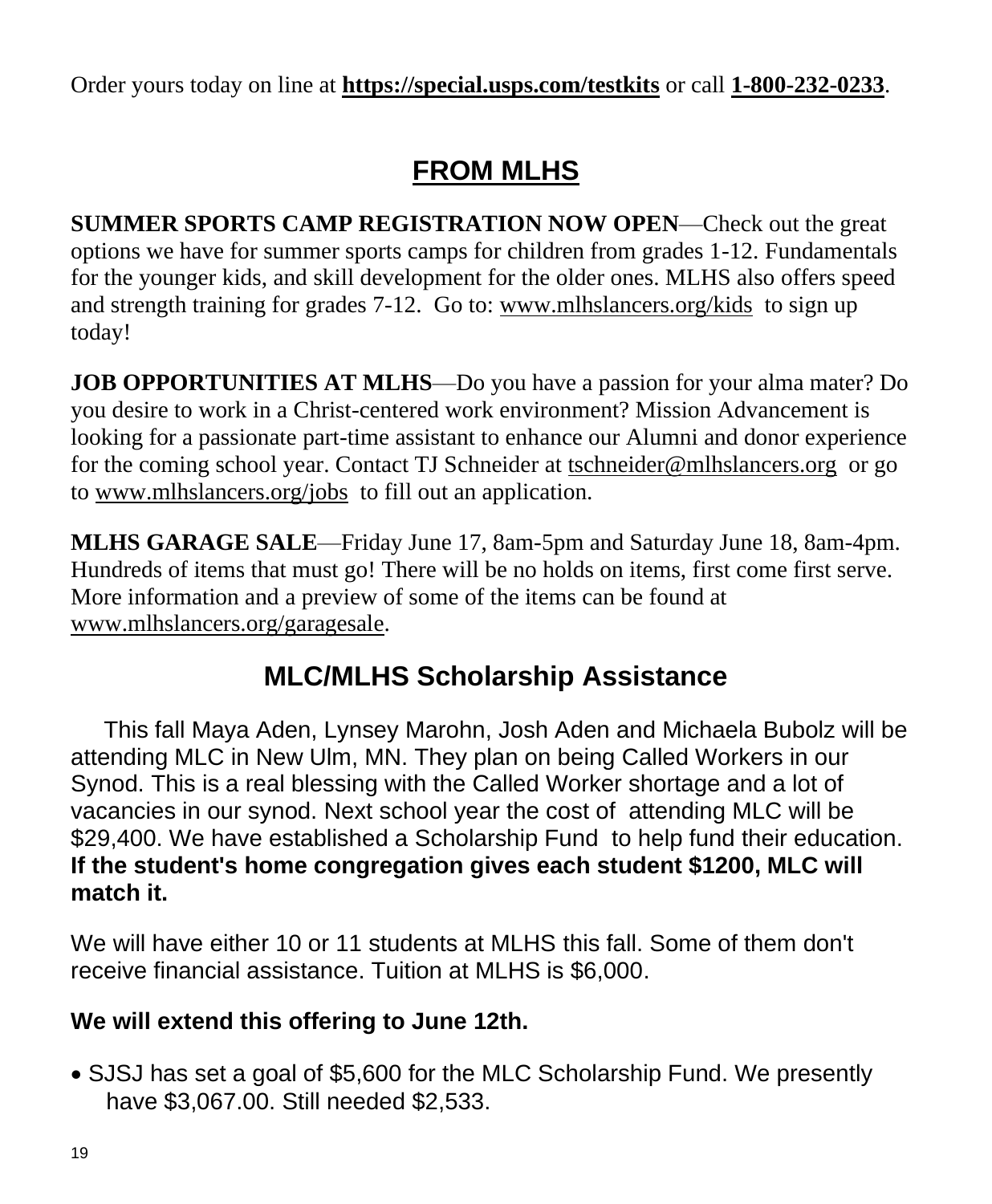Order yours today on line at **https://special.usps.com/testkits** or call **1-800-232-0233**.

## FROM MLHS

**SUMMER SPORTS CAMP REGISTRATION NOW OPEN**—Check out the great options we have for summer sports camps for children from grades 1-12. Fundamentals for the younger kids, and skill development for the older ones. MLHS also offers speed and strength training for grades 7-12. Go to: www.mlhslancers.org/kids to sign up today!

**JOB OPPORTUNITIES AT MLHS**—Do you have a passion for your alma mater? Do you desire to work in a Christ-centered work environment? Mission Advancement is looking for a passionate part-time assistant to enhance our Alumni and donor experience for the coming school year. Contact TJ Schneider at tschneider@mlhslancers.org or go to www.mlhslancers.org/jobs to fill out an application.

**MLHS GARAGE SALE**—Friday June 17, 8am-5pm and Saturday June 18, 8am-4pm. Hundreds of items that must go! There will be no holds on items, first come first serve. More information and a preview of some of the items can be found at www.mlhslancers.org/garagesale.

## MLC/MLHS Scholarship Assistance

This fall Maya Aden, Lynsey Marohn, Josh Aden and Michaela Bubolz will be attending MLC in New Ulm, MN. They plan on being Called Workers in our Synod. This is a real blessing with the Called Worker shortage and a lot of vacancies in our synod. Next school year the cost of attending MLC will be $29,400. We have established a Scholarship Fund to help fund their education. **If the student's home congregation gives each student $1200, MLC will match it.**

We will have either 10 or 11 students at MLHS this fall. Some of them don't receive financial assistance. Tuition at MLHS is $6,000.

**We will extend this offering to June 12th.**

- SJSJ has set a goal of $5,600 for the MLC Scholarship Fund. We presently have $3,067.00. Still needed $2,533.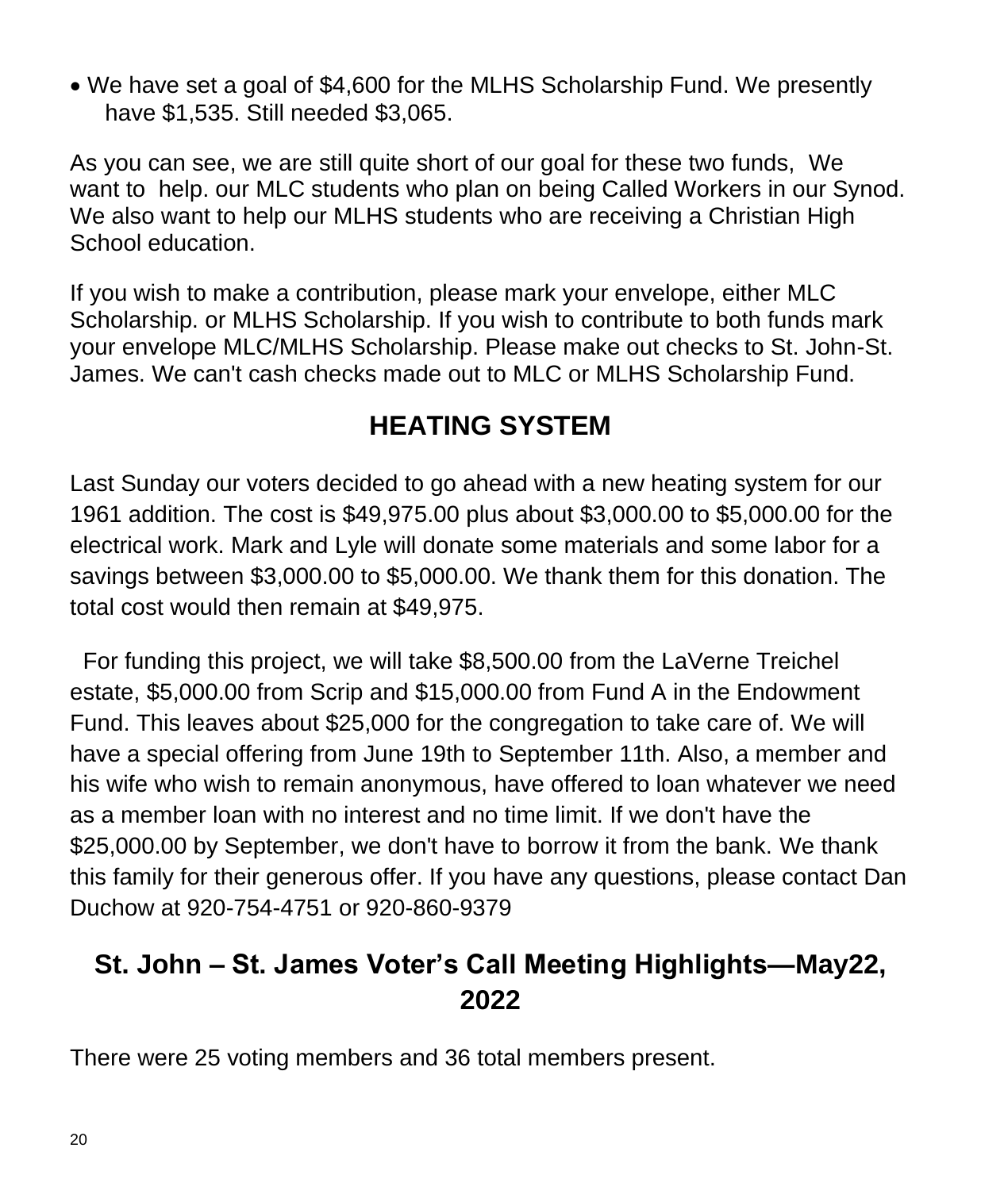- We have set a goal of $4,600 for the MLHS Scholarship Fund. We presently have $1,535. Still needed $3,065.

As you can see, we are still quite short of our goal for these two funds, We want to help. our MLC students who plan on being Called Workers in our Synod. We also want to help our MLHS students who are receiving a Christian High School education.

If you wish to make a contribution, please mark your envelope, either MLC Scholarship. or MLHS Scholarship. If you wish to contribute to both funds mark your envelope MLC/MLHS Scholarship. Please make out checks to St. John-St. James. We can't cash checks made out to MLC or MLHS Scholarship Fund.

## HEATING SYSTEM

Last Sunday our voters decided to go ahead with a new heating system for our 1961 addition. The cost is $49,975.00 plus about $3,000.00 to $5,000.00 for the electrical work. Mark and Lyle will donate some materials and some labor for a savings between $3,000.00 to $5,000.00. We thank them for this donation. The total cost would then remain at $49,975.

For funding this project, we will take $8,500.00 from the LaVerne Treichel estate, $5,000.00 from Scrip and $15,000.00 from Fund A in the Endowment Fund. This leaves about $25,000 for the congregation to take care of. We will have a special offering from June 19th to September 11th. Also, a member and his wife who wish to remain anonymous, have offered to loan whatever we need as a member loan with no interest and no time limit. If we don't have the $25,000.00 by September, we don't have to borrow it from the bank. We thank this family for their generous offer. If you have any questions, please contact Dan Duchow at 920-754-4751 or 920-860-9379

## St. John – St. James Voter's Call Meeting Highlights—May22, 2022

There were 25 voting members and 36 total members present.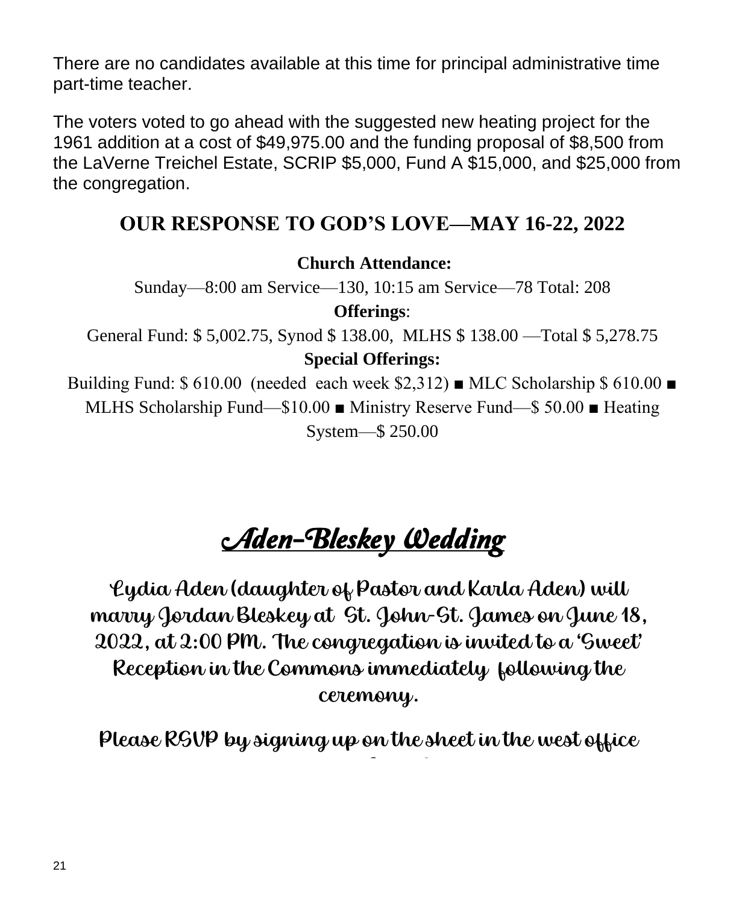There are no candidates available at this time for principal administrative time part-time teacher.

The voters voted to go ahead with the suggested new heating project for the 1961 addition at a cost of $49,975.00 and the funding proposal of $8,500 from the LaVerne Treichel Estate, SCRIP $5,000, Fund A $15,000, and $25,000 from the congregation.

## OUR RESPONSE TO GOD'S LOVE—MAY 16-22, 2022

**Church Attendance:**

Sunday—8:00 am Service—130, 10:15 am Service—78 Total: 208

**Offerings**:

General Fund: $ 5,002.75, Synod $ 138.00, MLHS $ 138.00 —Total $ 5,278.75

**Special Offerings:**

Building Fund: $ 610.00 (needed each week $2,312) ▪ MLC Scholarship $ 610.00 ▪ MLHS Scholarship Fund—$10.00 ▪ Ministry Reserve Fund—$ 50.00 ▪ Heating System—$ 250.00

## *Aden-Bleskey Wedding*

Lydia Aden (daughter of Pastor and Karla Aden) will marry Jordan Bleskey at St. John-St. James on June 18, 2022, at 2:00 PM. The congregation is invited to a 'Sweet' Reception in the Commons immediately following the ceremony.

Please RSVP by signing up on the sheet in the west office